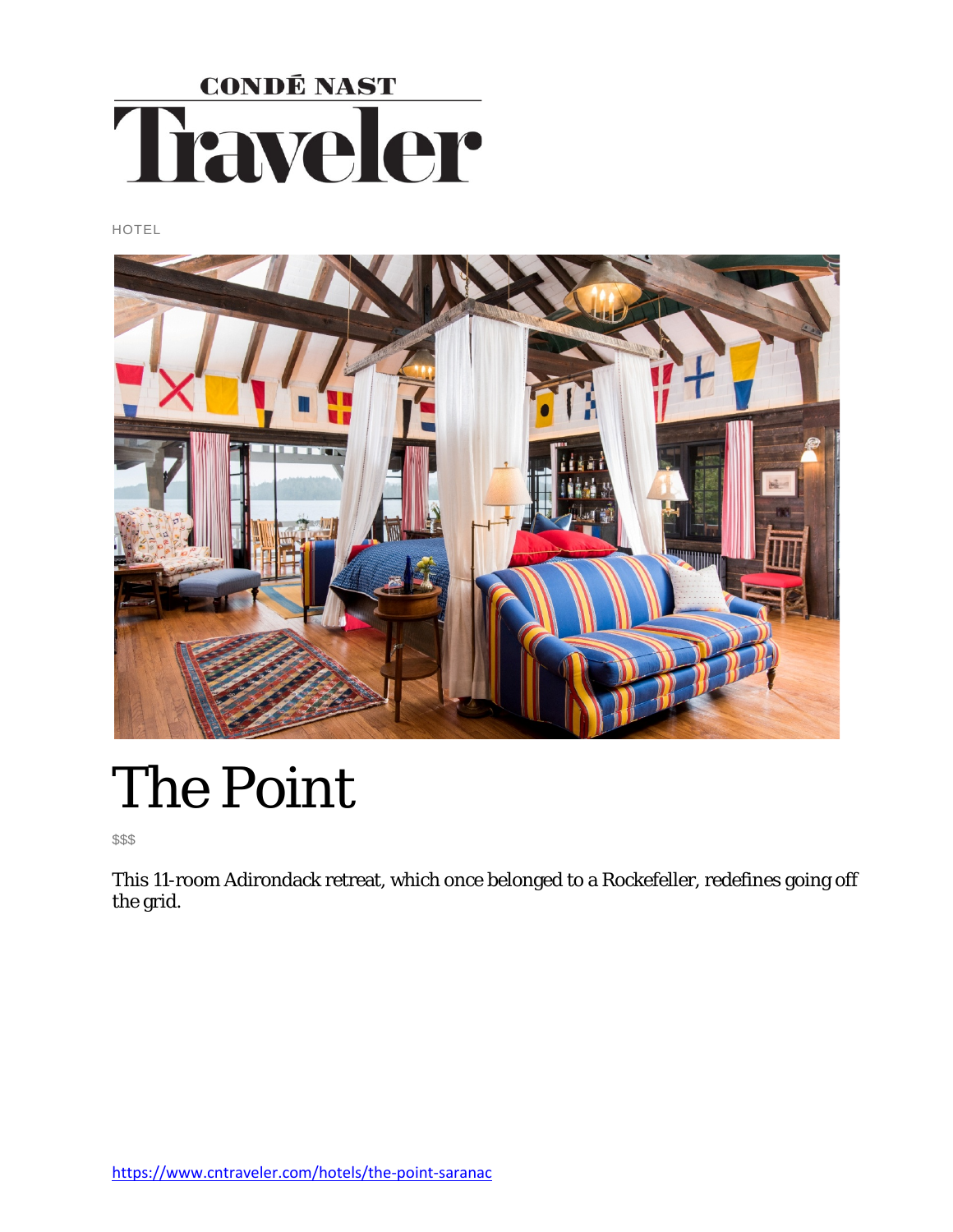CONDÉ NAST

Traveler

HOTEL

# The Point

$$$

This 11-room Adirondack retreat, which once belonged to a Rockefeller, redefines going off the grid.

https://www.cntraveler.com/hotels/the-point-saranac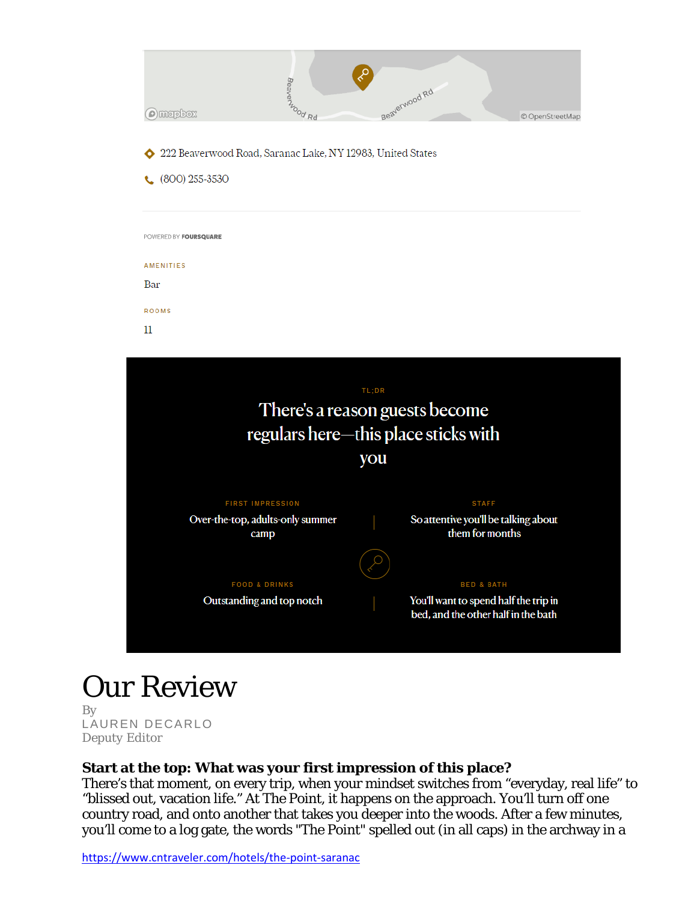222 Beaverwood Road, Saranac Lake, NY 12983, United States

(800) 255-3530

POWERED BY FOURSQUARE

AMENITIES

Bar

ROOMS

11

TL;DR

## There's a reason guests become regulars here—this place sticks with you

FIRST IMPRESSION

Over-the-top, adults-only summer camp

STAFF

So attentive you'll be talking about them for months

FOOD & DRINKS

Outstanding and top notch

BED & BATH

You'll want to spend half the trip in bed, and the other half in the bath

# Our Review

By

LAUREN DECARLO

Deputy Editor

**Start at the top: What was your first impression of this place?**

There's that moment, on every trip, when your mindset switches from "everyday, real life" to "blissed out, vacation life." At The Point, it happens on the approach. You'll turn off one country road, and onto another that takes you deeper into the woods. After a few minutes, you'll come to a log gate, the words "The Point" spelled out (in all caps) in the archway in a

https://www.cntraveler.com/hotels/the-point-saranac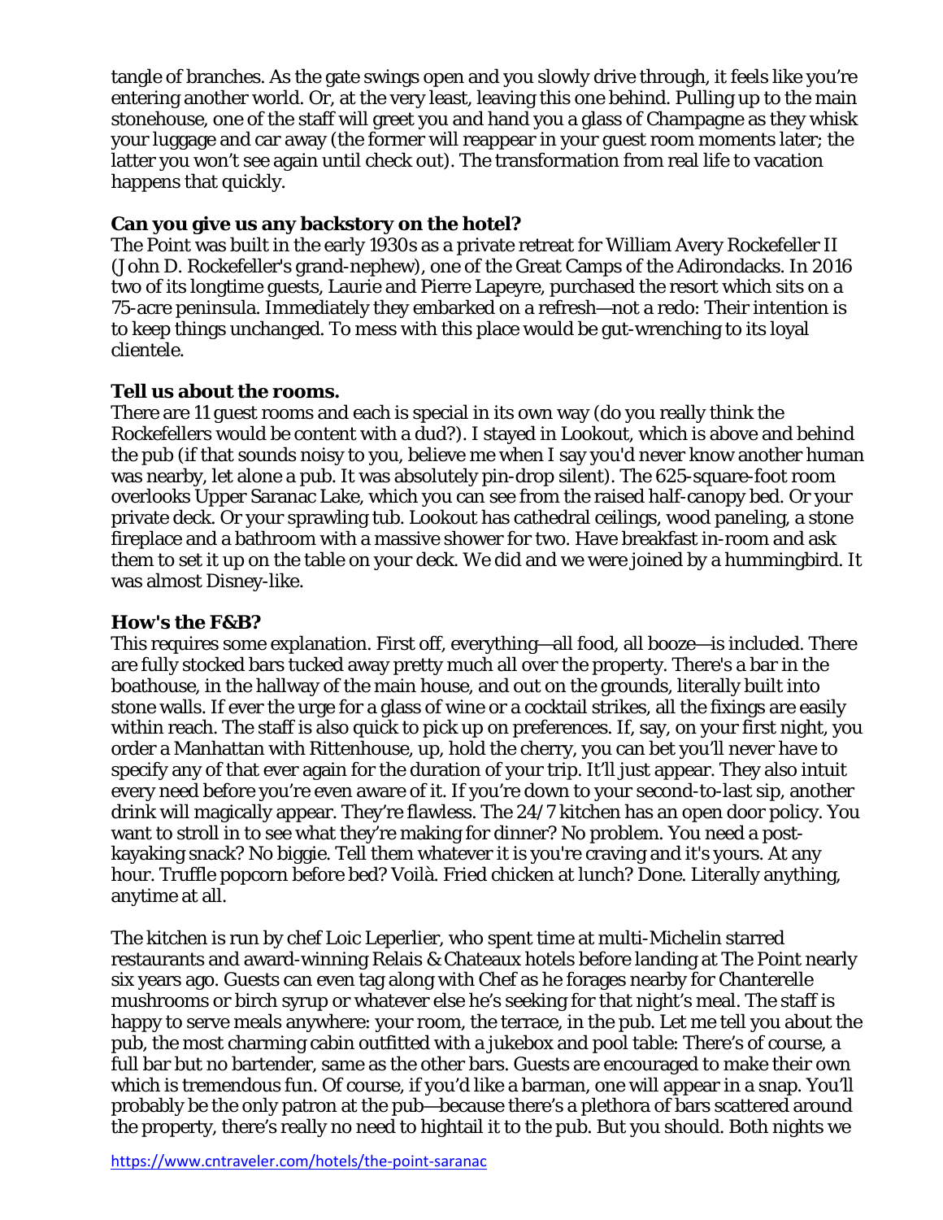tangle of branches. As the gate swings open and you slowly drive through, it feels like you're entering another world. Or, at the very least, leaving this one behind. Pulling up to the main stonehouse, one of the staff will greet you and hand you a glass of Champagne as they whisk your luggage and car away (the former will reappear in your guest room moments later; the latter you won't see again until check out). The transformation from real life to vacation happens that quickly.

**Can you give us any backstory on the hotel?**

The Point was built in the early 1930s as a private retreat for William Avery Rockefeller II (John D. Rockefeller's grand-nephew), one of the Great Camps of the Adirondacks. In 2016 two of its longtime guests, Laurie and Pierre Lapeyre, purchased the resort which sits on a 75-acre peninsula. Immediately they embarked on a refresh—not a redo: Their intention is to keep things unchanged. To mess with this place would be gut-wrenching to its loyal clientele.

**Tell us about the rooms.**

There are 11 guest rooms and each is special in its own way (do you really think the Rockefellers would be content with a dud?). I stayed in Lookout, which is above and behind the pub (if that sounds noisy to you, believe me when I say you'd never know another human was nearby, let alone a pub. It was absolutely pin-drop silent). The 625-square-foot room overlooks Upper Saranac Lake, which you can see from the raised half-canopy bed. Or your private deck. Or your sprawling tub. Lookout has cathedral ceilings, wood paneling, a stone fireplace and a bathroom with a massive shower for two. Have breakfast in-room and ask them to set it up on the table on your deck. We did and we were joined by a hummingbird. It was almost Disney-like.

**How's the F&B?**

This requires some explanation. First off, everything—all food, all booze—is included. There are fully stocked bars tucked away pretty much all over the property. There's a bar in the boathouse, in the hallway of the main house, and out on the grounds, literally built into stone walls. If ever the urge for a glass of wine or a cocktail strikes, all the fixings are easily within reach. The staff is also quick to pick up on preferences. If, say, on your first night, you order a Manhattan with Rittenhouse, up, hold the cherry, you can bet you'll never have to specify any of that ever again for the duration of your trip. It'll just appear. They also intuit every need before you're even aware of it. If you're down to your second-to-last sip, another drink will magically appear. They're flawless. The 24/7 kitchen has an open door policy. You want to stroll in to see what they're making for dinner? No problem. You need a post-kayaking snack? No biggie. Tell them whatever it is you're craving and it's yours. At any hour. Truffle popcorn before bed? Voilà. Fried chicken at lunch? Done. Literally anything, anytime at all.

The kitchen is run by chef Loic Leperlier, who spent time at multi-Michelin starred restaurants and award-winning Relais & Chateaux hotels before landing at The Point nearly six years ago. Guests can even tag along with Chef as he forages nearby for Chanterelle mushrooms or birch syrup or whatever else he's seeking for that night's meal. The staff is happy to serve meals anywhere: your room, the terrace, in the pub. Let me tell you about the pub, the most charming cabin outfitted with a jukebox and pool table: There's of course, a full bar but no bartender, same as the other bars. Guests are encouraged to make their own which is tremendous fun. Of course, if you'd like a barman, one will appear in a snap. You'll probably be the only patron at the pub—because there's a plethora of bars scattered around the property, there's really no need to hightail it to the pub. But you should. Both nights we

https://www.cntraveler.com/hotels/the-point-saranac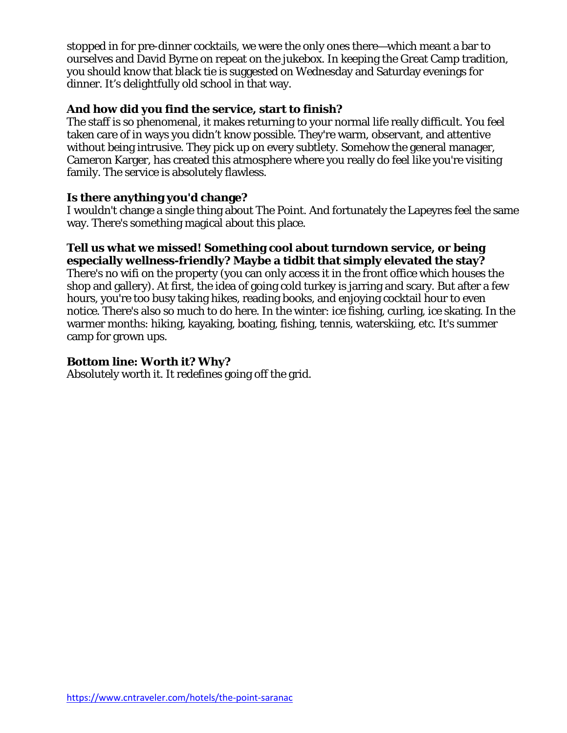stopped in for pre-dinner cocktails, we were the only ones there—which meant a bar to ourselves and David Byrne on repeat on the jukebox. In keeping the Great Camp tradition, you should know that black tie is suggested on Wednesday and Saturday evenings for dinner. It's delightfully old school in that way.

**And how did you find the service, start to finish?**
The staff is so phenomenal, it makes returning to your normal life really difficult. You feel taken care of in ways you didn't know possible. They're warm, observant, and attentive without being intrusive. They pick up on every subtlety. Somehow the general manager, Cameron Karger, has created this atmosphere where you really do feel like you're visiting family. The service is absolutely flawless.

**Is there anything you'd change?**
I wouldn't change a single thing about The Point. And fortunately the Lapeyres feel the same way. There's something magical about this place.

**Tell us what we missed! Something cool about turndown service, or being especially wellness-friendly? Maybe a tidbit that simply elevated the stay?**
There's no wifi on the property (you can only access it in the front office which houses the shop and gallery). At first, the idea of going cold turkey is jarring and scary. But after a few hours, you're too busy taking hikes, reading books, and enjoying cocktail hour to even notice. There's also so much to do here. In the winter: ice fishing, curling, ice skating. In the warmer months: hiking, kayaking, boating, fishing, tennis, waterskiing, etc. It's summer camp for grown ups.

**Bottom line: Worth it? Why?**
Absolutely worth it. It redefines going off the grid.

https://www.cntraveler.com/hotels/the-point-saranac